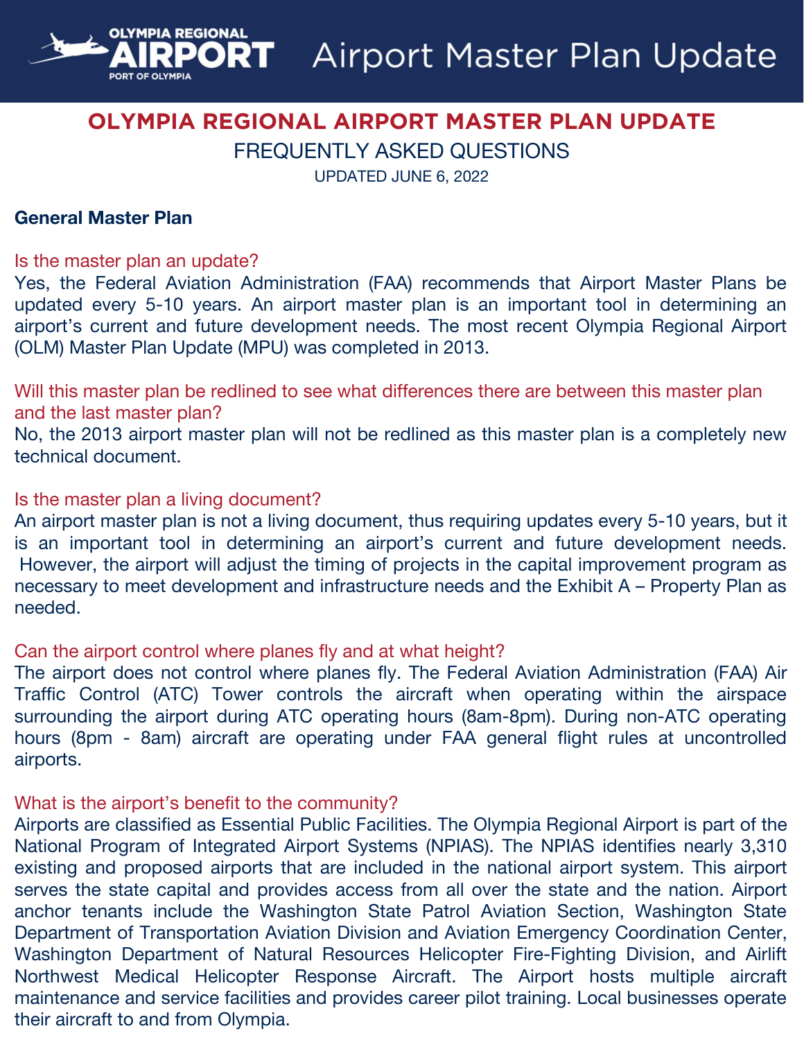# OLYMPIA REGIONAL AIRPORT MASTER PLAN UPDATE

## FREQUENTLY ASKED QUESTIONS

UPDATED JUNE 6, 2022

### General Master Plan

**Is the master plan an update?**

Yes, the Federal Aviation Administration (FAA) recommends that Airport Master Plans be updated every 5-10 years. An airport master plan is an important tool in determining an airport's current and future development needs. The most recent Olympia Regional Airport (OLM) Master Plan Update (MPU) was completed in 2013.

**Will this master plan be redlined to see what differences there are between this master plan and the last master plan?**

No, the 2013 airport master plan will not be redlined as this master plan is a completely new technical document.

**Is the master plan a living document?**

An airport master plan is not a living document, thus requiring updates every 5-10 years, but it is an important tool in determining an airport's current and future development needs. However, the airport will adjust the timing of projects in the capital improvement program as necessary to meet development and infrastructure needs and the Exhibit A – Property Plan as needed.

**Can the airport control where planes fly and at what height?**

The airport does not control where planes fly. The Federal Aviation Administration (FAA) Air Traffic Control (ATC) Tower controls the aircraft when operating within the airspace surrounding the airport during ATC operating hours (8am-8pm). During non-ATC operating hours (8pm - 8am) aircraft are operating under FAA general flight rules at uncontrolled airports.

**What is the airport's benefit to the community?**

Airports are classified as Essential Public Facilities. The Olympia Regional Airport is part of the National Program of Integrated Airport Systems (NPIAS). The NPIAS identifies nearly 3,310 existing and proposed airports that are included in the national airport system. This airport serves the state capital and provides access from all over the state and the nation. Airport anchor tenants include the Washington State Patrol Aviation Section, Washington State Department of Transportation Aviation Division and Aviation Emergency Coordination Center, Washington Department of Natural Resources Helicopter Fire-Fighting Division, and Airlift Northwest Medical Helicopter Response Aircraft. The Airport hosts multiple aircraft maintenance and service facilities and provides career pilot training. Local businesses operate their aircraft to and from Olympia.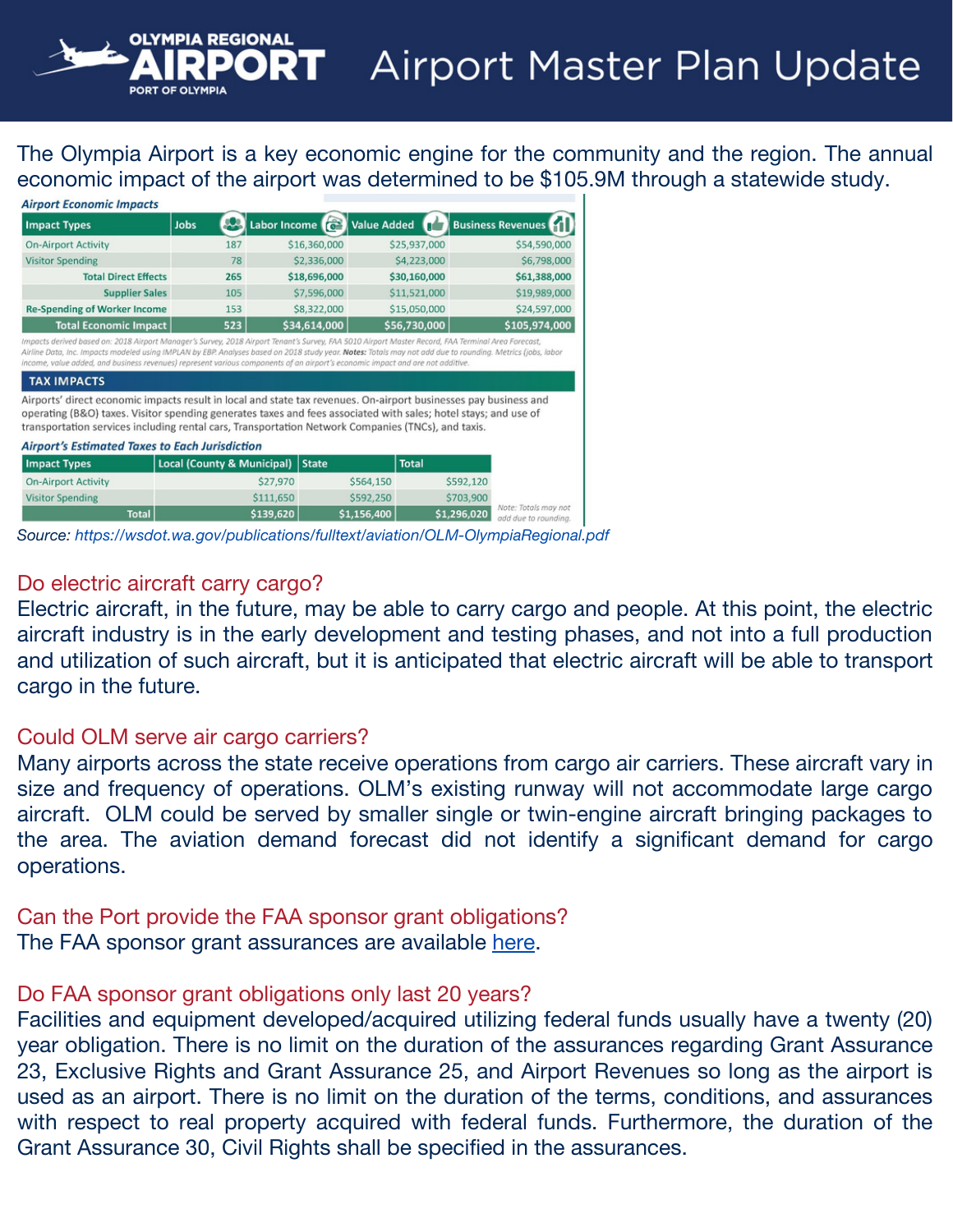The Olympia Airport is a key economic engine for the community and the region. The annual economic impact of the airport was determined to be $105.9M through a statewide study.

*Airport Economic Impacts*

| Impact Types | Jobs | Labor Income | Value Added | Business Revenues |
|---|---|---|---|---|
| On-Airport Activity | 187 | $16,360,000 | $25,937,000 | $54,590,000 |
| Visitor Spending | 78 | $2,336,000 | $4,223,000 | $6,798,000 |
| **Total Direct Effects** | **265** | **$18,696,000** | **$30,160,000** | **$61,388,000** |
| Supplier Sales | 105 | $7,596,000 | $11,521,000 | $19,989,000 |
| Re-Spending of Worker Income | 153 | $8,322,000 | $15,050,000 | $24,597,000 |
| **Total Economic Impact** | **523** | **$34,614,000** | **$56,730,000** | **$105,974,000** |

*Impacts derived based on: 2018 Airport Manager's Survey, 2018 Airport Tenant's Survey, FAA 5010 Airport Master Record, FAA Terminal Area Forecast, Airline Data, Inc. Impacts modeled using IMPLAN by EBP. Analyses based on 2018 study year. **Notes:** Totals may not add due to rounding. Metrics (jobs, labor income, value added, and business revenues) represent various components of an airport's economic impact and are not additive.*

**TAX IMPACTS**

Airports' direct economic impacts result in local and state tax revenues. On-airport businesses pay business and operating (B&O) taxes. Visitor spending generates taxes and fees associated with sales; hotel stays; and use of transportation services including rental cars, Transportation Network Companies (TNCs), and taxis.

*Airport's Estimated Taxes to Each Jurisdiction*

| Impact Types | Local (County & Municipal) | State | Total |
|---|---|---|---|
| On-Airport Activity | $27,970 | $564,150 | $592,120 |
| Visitor Spending | $111,650 | $592,250 | $703,900 |
| **Total** | **$139,620** | **$1,156,400** | **$1,296,020** |

*Note: Totals may not add due to rounding.*

*Source: https://wsdot.wa.gov/publications/fulltext/aviation/OLM-OlympiaRegional.pdf*

## Do electric aircraft carry cargo?

Electric aircraft, in the future, may be able to carry cargo and people. At this point, the electric aircraft industry is in the early development and testing phases, and not into a full production and utilization of such aircraft, but it is anticipated that electric aircraft will be able to transport cargo in the future.

## Could OLM serve air cargo carriers?

Many airports across the state receive operations from cargo air carriers. These aircraft vary in size and frequency of operations. OLM's existing runway will not accommodate large cargo aircraft. OLM could be served by smaller single or twin-engine aircraft bringing packages to the area. The aviation demand forecast did not identify a significant demand for cargo operations.

## Can the Port provide the FAA sponsor grant obligations?

The FAA sponsor grant assurances are available here.

## Do FAA sponsor grant obligations only last 20 years?

Facilities and equipment developed/acquired utilizing federal funds usually have a twenty (20) year obligation. There is no limit on the duration of the assurances regarding Grant Assurance 23, Exclusive Rights and Grant Assurance 25, and Airport Revenues so long as the airport is used as an airport. There is no limit on the duration of the terms, conditions, and assurances with respect to real property acquired with federal funds. Furthermore, the duration of the Grant Assurance 30, Civil Rights shall be specified in the assurances.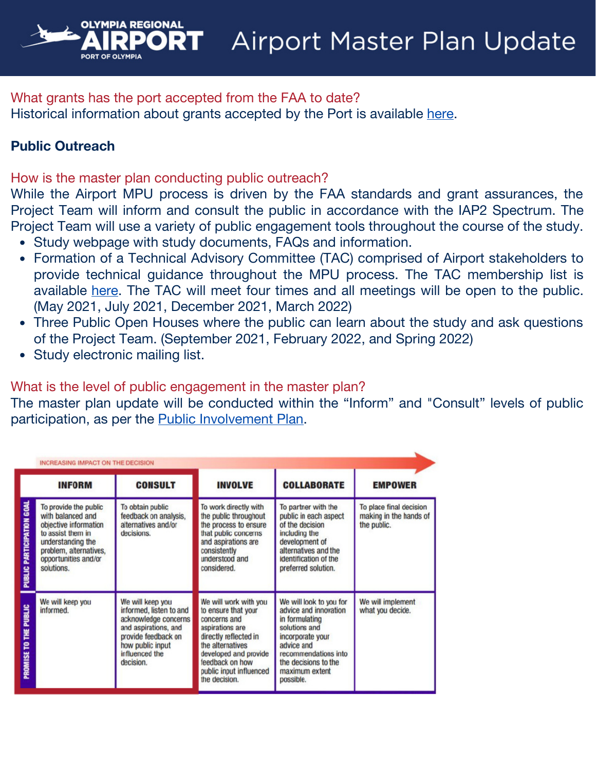What grants has the port accepted from the FAA to date?

Historical information about grants accepted by the Port is available here.

**Public Outreach**

How is the master plan conducting public outreach?

While the Airport MPU process is driven by the FAA standards and grant assurances, the Project Team will inform and consult the public in accordance with the IAP2 Spectrum. The Project Team will use a variety of public engagement tools throughout the course of the study.

- Study webpage with study documents, FAQs and information.
- Formation of a Technical Advisory Committee (TAC) comprised of Airport stakeholders to provide technical guidance throughout the MPU process. The TAC membership list is available here. The TAC will meet four times and all meetings will be open to the public. (May 2021, July 2021, December 2021, March 2022)
- Three Public Open Houses where the public can learn about the study and ask questions of the Project Team. (September 2021, February 2022, and Spring 2022)
- Study electronic mailing list.

What is the level of public engagement in the master plan?

The master plan update will be conducted within the “Inform” and "Consult” levels of public participation, as per the Public Involvement Plan.

INCREASING IMPACT ON THE DECISION

| | INFORM | CONSULT | INVOLVE | COLLABORATE | EMPOWER |
|---|---|---|---|---|---|
| PUBLIC PARTICIPATION GOAL | To provide the public with balanced and objective information to assist them in understanding the problem, alternatives, opportunities and/or solutions. | To obtain public feedback on analysis, alternatives and/or decisions. | To work directly with the public throughout the process to ensure that public concerns and aspirations are consistently understood and considered. | To partner with the public in each aspect of the decision including the development of alternatives and the identification of the preferred solution. | To place final decision making in the hands of the public. |
| PROMISE TO THE PUBLIC | We will keep you informed. | We will keep you informed, listen to and acknowledge concerns and aspirations, and provide feedback on how public input influenced the decision. | We will work with you to ensure that your concerns and aspirations are directly reflected in the alternatives developed and provide feedback on how public input influenced the decision. | We will look to you for advice and innovation in formulating solutions and incorporate your advice and recommendations into the decisions to the maximum extent possible. | We will implement what you decide. |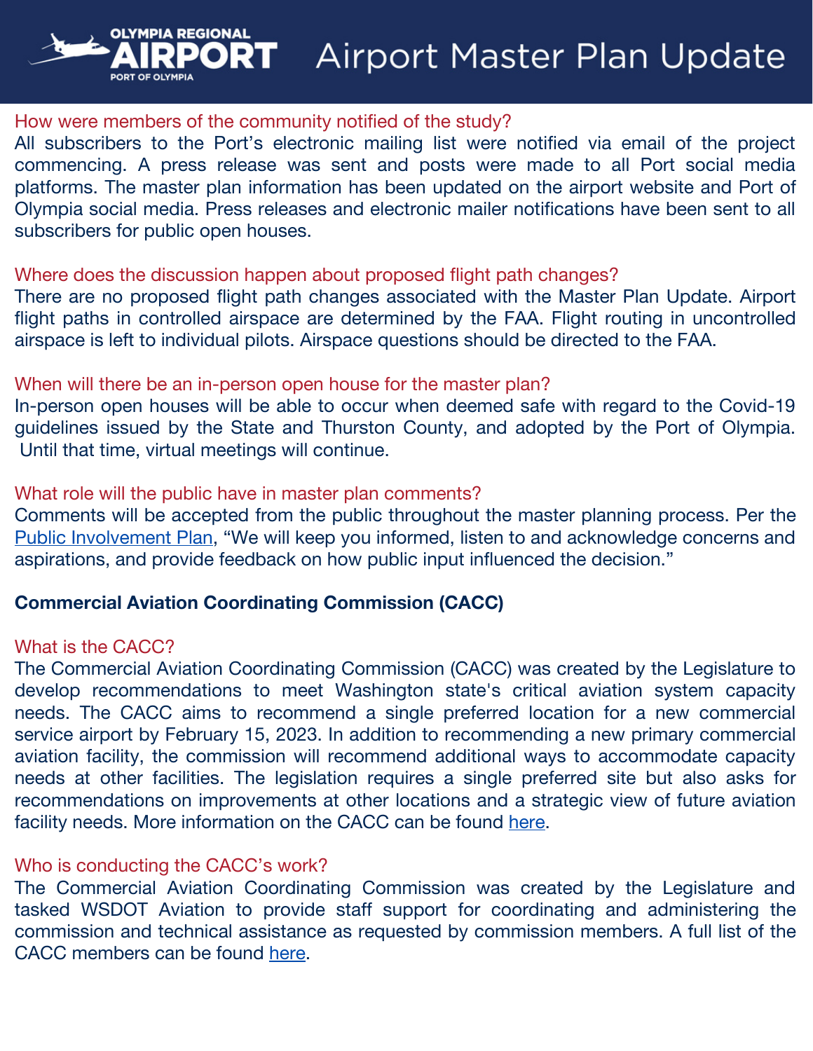How were members of the community notified of the study?

All subscribers to the Port's electronic mailing list were notified via email of the project commencing. A press release was sent and posts were made to all Port social media platforms. The master plan information has been updated on the airport website and Port of Olympia social media. Press releases and electronic mailer notifications have been sent to all subscribers for public open houses.

Where does the discussion happen about proposed flight path changes?

There are no proposed flight path changes associated with the Master Plan Update. Airport flight paths in controlled airspace are determined by the FAA. Flight routing in uncontrolled airspace is left to individual pilots. Airspace questions should be directed to the FAA.

When will there be an in-person open house for the master plan?

In-person open houses will be able to occur when deemed safe with regard to the Covid-19 guidelines issued by the State and Thurston County, and adopted by the Port of Olympia. Until that time, virtual meetings will continue.

What role will the public have in master plan comments?

Comments will be accepted from the public throughout the master planning process. Per the Public Involvement Plan, "We will keep you informed, listen to and acknowledge concerns and aspirations, and provide feedback on how public input influenced the decision."

**Commercial Aviation Coordinating Commission (CACC)**

What is the CACC?

The Commercial Aviation Coordinating Commission (CACC) was created by the Legislature to develop recommendations to meet Washington state's critical aviation system capacity needs. The CACC aims to recommend a single preferred location for a new commercial service airport by February 15, 2023. In addition to recommending a new primary commercial aviation facility, the commission will recommend additional ways to accommodate capacity needs at other facilities. The legislation requires a single preferred site but also asks for recommendations on improvements at other locations and a strategic view of future aviation facility needs. More information on the CACC can be found here.

Who is conducting the CACC's work?

The Commercial Aviation Coordinating Commission was created by the Legislature and tasked WSDOT Aviation to provide staff support for coordinating and administering the commission and technical assistance as requested by commission members. A full list of the CACC members can be found here.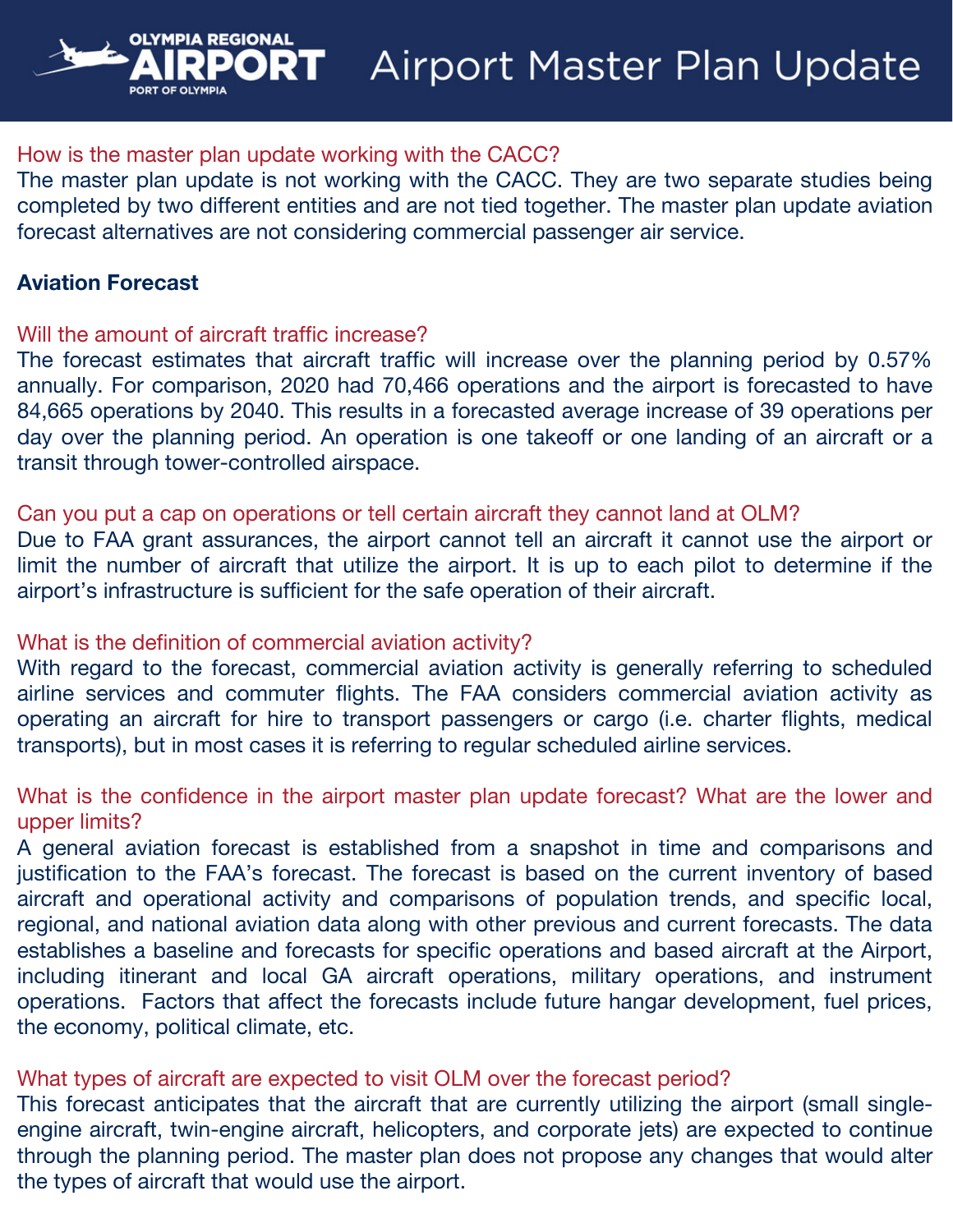How is the master plan update working with the CACC?

The master plan update is not working with the CACC. They are two separate studies being completed by two different entities and are not tied together. The master plan update aviation forecast alternatives are not considering commercial passenger air service.

## Aviation Forecast

Will the amount of aircraft traffic increase?

The forecast estimates that aircraft traffic will increase over the planning period by 0.57% annually. For comparison, 2020 had 70,466 operations and the airport is forecasted to have 84,665 operations by 2040. This results in a forecasted average increase of 39 operations per day over the planning period. An operation is one takeoff or one landing of an aircraft or a transit through tower-controlled airspace.

Can you put a cap on operations or tell certain aircraft they cannot land at OLM?

Due to FAA grant assurances, the airport cannot tell an aircraft it cannot use the airport or limit the number of aircraft that utilize the airport. It is up to each pilot to determine if the airport's infrastructure is sufficient for the safe operation of their aircraft.

What is the definition of commercial aviation activity?

With regard to the forecast, commercial aviation activity is generally referring to scheduled airline services and commuter flights. The FAA considers commercial aviation activity as operating an aircraft for hire to transport passengers or cargo (i.e. charter flights, medical transports), but in most cases it is referring to regular scheduled airline services.

What is the confidence in the airport master plan update forecast? What are the lower and upper limits?

A general aviation forecast is established from a snapshot in time and comparisons and justification to the FAA's forecast. The forecast is based on the current inventory of based aircraft and operational activity and comparisons of population trends, and specific local, regional, and national aviation data along with other previous and current forecasts. The data establishes a baseline and forecasts for specific operations and based aircraft at the Airport, including itinerant and local GA aircraft operations, military operations, and instrument operations. Factors that affect the forecasts include future hangar development, fuel prices, the economy, political climate, etc.

What types of aircraft are expected to visit OLM over the forecast period?

This forecast anticipates that the aircraft that are currently utilizing the airport (small single-engine aircraft, twin-engine aircraft, helicopters, and corporate jets) are expected to continue through the planning period. The master plan does not propose any changes that would alter the types of aircraft that would use the airport.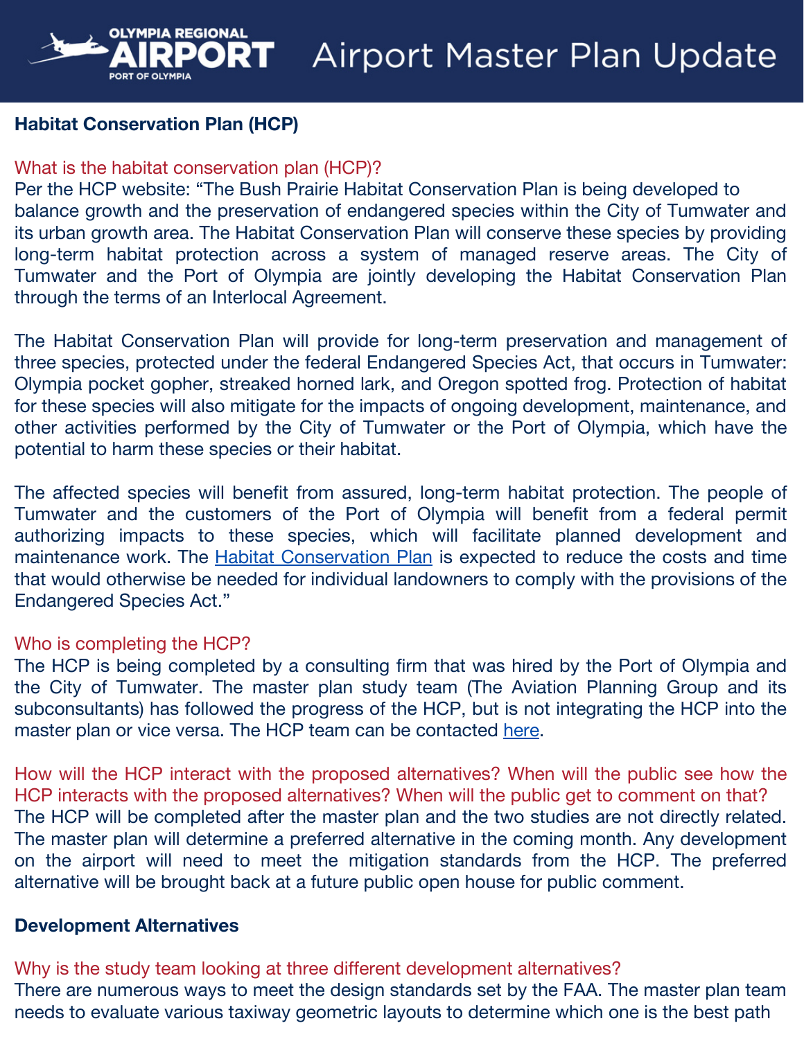## Habitat Conservation Plan (HCP)

### What is the habitat conservation plan (HCP)?

Per the HCP website: "The Bush Prairie Habitat Conservation Plan is being developed to balance growth and the preservation of endangered species within the City of Tumwater and its urban growth area. The Habitat Conservation Plan will conserve these species by providing long-term habitat protection across a system of managed reserve areas. The City of Tumwater and the Port of Olympia are jointly developing the Habitat Conservation Plan through the terms of an Interlocal Agreement.

The Habitat Conservation Plan will provide for long-term preservation and management of three species, protected under the federal Endangered Species Act, that occurs in Tumwater: Olympia pocket gopher, streaked horned lark, and Oregon spotted frog. Protection of habitat for these species will also mitigate for the impacts of ongoing development, maintenance, and other activities performed by the City of Tumwater or the Port of Olympia, which have the potential to harm these species or their habitat.

The affected species will benefit from assured, long-term habitat protection. The people of Tumwater and the customers of the Port of Olympia will benefit from a federal permit authorizing impacts to these species, which will facilitate planned development and maintenance work. The Habitat Conservation Plan is expected to reduce the costs and time that would otherwise be needed for individual landowners to comply with the provisions of the Endangered Species Act."

### Who is completing the HCP?

The HCP is being completed by a consulting firm that was hired by the Port of Olympia and the City of Tumwater. The master plan study team (The Aviation Planning Group and its subconsultants) has followed the progress of the HCP, but is not integrating the HCP into the master plan or vice versa. The HCP team can be contacted here.

### How will the HCP interact with the proposed alternatives? When will the public see how the HCP interacts with the proposed alternatives? When will the public get to comment on that?

The HCP will be completed after the master plan and the two studies are not directly related. The master plan will determine a preferred alternative in the coming month. Any development on the airport will need to meet the mitigation standards from the HCP. The preferred alternative will be brought back at a future public open house for public comment.

## Development Alternatives

### Why is the study team looking at three different development alternatives?

There are numerous ways to meet the design standards set by the FAA. The master plan team needs to evaluate various taxiway geometric layouts to determine which one is the best path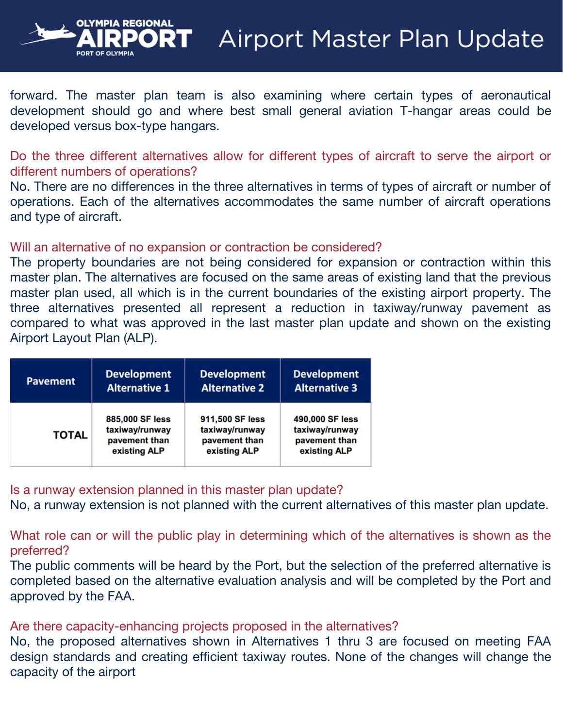forward. The master plan team is also examining where certain types of aeronautical development should go and where best small general aviation T-hangar areas could be developed versus box-type hangars.

### Do the three different alternatives allow for different types of aircraft to serve the airport or different numbers of operations?

No. There are no differences in the three alternatives in terms of types of aircraft or number of operations. Each of the alternatives accommodates the same number of aircraft operations and type of aircraft.

### Will an alternative of no expansion or contraction be considered?

The property boundaries are not being considered for expansion or contraction within this master plan. The alternatives are focused on the same areas of existing land that the previous master plan used, all which is in the current boundaries of the existing airport property. The three alternatives presented all represent a reduction in taxiway/runway pavement as compared to what was approved in the last master plan update and shown on the existing Airport Layout Plan (ALP).

| Pavement | Development Alternative 1 | Development Alternative 2 | Development Alternative 3 |
|---|---|---|---|
| **TOTAL** | **885,000 SF less taxiway/runway pavement than existing ALP** | **911,500 SF less taxiway/runway pavement than existing ALP** | **490,000 SF less taxiway/runway pavement than existing ALP** |

### Is a runway extension planned in this master plan update?

No, a runway extension is not planned with the current alternatives of this master plan update.

### What role can or will the public play in determining which of the alternatives is shown as the preferred?

The public comments will be heard by the Port, but the selection of the preferred alternative is completed based on the alternative evaluation analysis and will be completed by the Port and approved by the FAA.

### Are there capacity-enhancing projects proposed in the alternatives?

No, the proposed alternatives shown in Alternatives 1 thru 3 are focused on meeting FAA design standards and creating efficient taxiway routes. None of the changes will change the capacity of the airport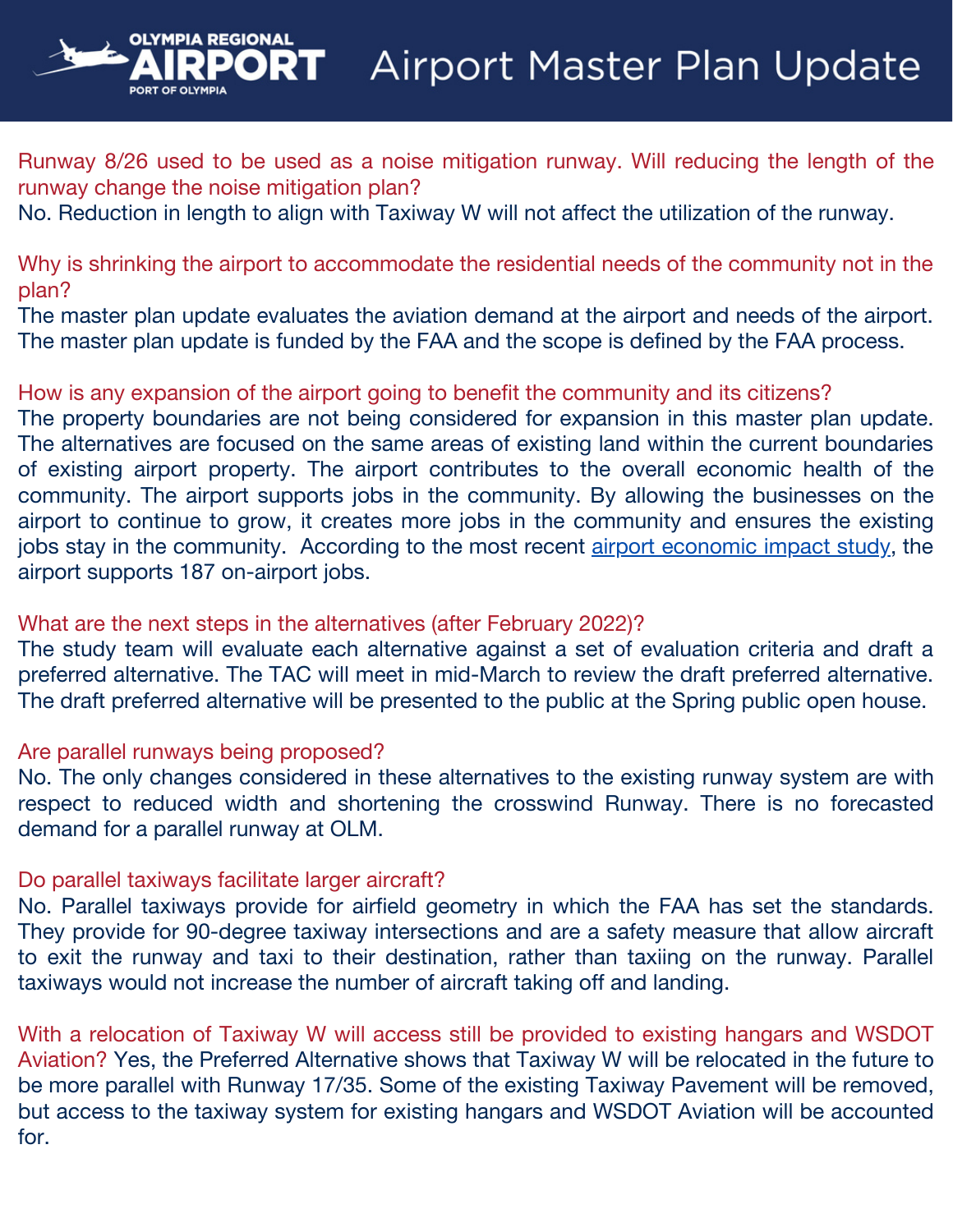Runway 8/26 used to be used as a noise mitigation runway. Will reducing the length of the runway change the noise mitigation plan?

No. Reduction in length to align with Taxiway W will not affect the utilization of the runway.

Why is shrinking the airport to accommodate the residential needs of the community not in the plan?

The master plan update evaluates the aviation demand at the airport and needs of the airport. The master plan update is funded by the FAA and the scope is defined by the FAA process.

How is any expansion of the airport going to benefit the community and its citizens?

The property boundaries are not being considered for expansion in this master plan update. The alternatives are focused on the same areas of existing land within the current boundaries of existing airport property. The airport contributes to the overall economic health of the community. The airport supports jobs in the community. By allowing the businesses on the airport to continue to grow, it creates more jobs in the community and ensures the existing jobs stay in the community. According to the most recent airport economic impact study, the airport supports 187 on-airport jobs.

What are the next steps in the alternatives (after February 2022)?

The study team will evaluate each alternative against a set of evaluation criteria and draft a preferred alternative. The TAC will meet in mid-March to review the draft preferred alternative. The draft preferred alternative will be presented to the public at the Spring public open house.

Are parallel runways being proposed?

No. The only changes considered in these alternatives to the existing runway system are with respect to reduced width and shortening the crosswind Runway. There is no forecasted demand for a parallel runway at OLM.

Do parallel taxiways facilitate larger aircraft?

No. Parallel taxiways provide for airfield geometry in which the FAA has set the standards. They provide for 90-degree taxiway intersections and are a safety measure that allow aircraft to exit the runway and taxi to their destination, rather than taxiing on the runway. Parallel taxiways would not increase the number of aircraft taking off and landing.

With a relocation of Taxiway W will access still be provided to existing hangars and WSDOT Aviation? Yes, the Preferred Alternative shows that Taxiway W will be relocated in the future to be more parallel with Runway 17/35. Some of the existing Taxiway Pavement will be removed, but access to the taxiway system for existing hangars and WSDOT Aviation will be accounted for.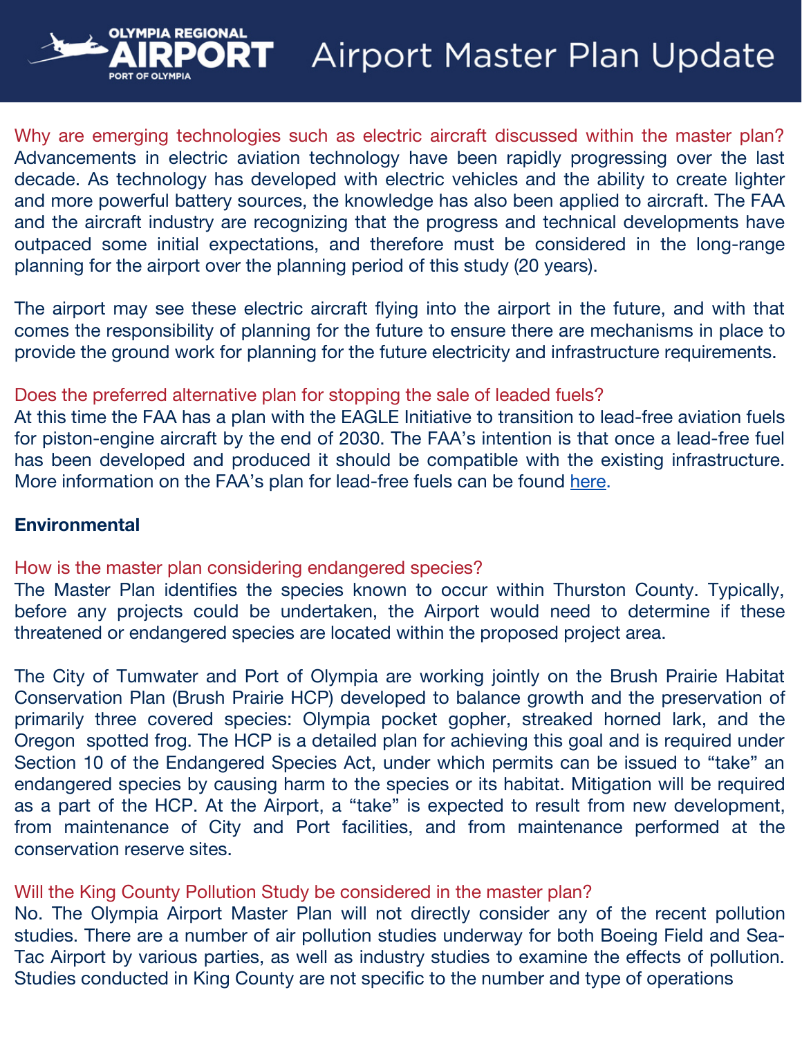**Why are emerging technologies such as electric aircraft discussed within the master plan?**

Advancements in electric aviation technology have been rapidly progressing over the last decade. As technology has developed with electric vehicles and the ability to create lighter and more powerful battery sources, the knowledge has also been applied to aircraft. The FAA and the aircraft industry are recognizing that the progress and technical developments have outpaced some initial expectations, and therefore must be considered in the long-range planning for the airport over the planning period of this study (20 years).

The airport may see these electric aircraft flying into the airport in the future, and with that comes the responsibility of planning for the future to ensure there are mechanisms in place to provide the ground work for planning for the future electricity and infrastructure requirements.

**Does the preferred alternative plan for stopping the sale of leaded fuels?**

At this time the FAA has a plan with the EAGLE Initiative to transition to lead-free aviation fuels for piston-engine aircraft by the end of 2030. The FAA's intention is that once a lead-free fuel has been developed and produced it should be compatible with the existing infrastructure. More information on the FAA's plan for lead-free fuels can be found here.

## Environmental

**How is the master plan considering endangered species?**

The Master Plan identifies the species known to occur within Thurston County. Typically, before any projects could be undertaken, the Airport would need to determine if these threatened or endangered species are located within the proposed project area.

The City of Tumwater and Port of Olympia are working jointly on the Brush Prairie Habitat Conservation Plan (Brush Prairie HCP) developed to balance growth and the preservation of primarily three covered species: Olympia pocket gopher, streaked horned lark, and the Oregon spotted frog. The HCP is a detailed plan for achieving this goal and is required under Section 10 of the Endangered Species Act, under which permits can be issued to "take" an endangered species by causing harm to the species or its habitat. Mitigation will be required as a part of the HCP. At the Airport, a "take" is expected to result from new development, from maintenance of City and Port facilities, and from maintenance performed at the conservation reserve sites.

**Will the King County Pollution Study be considered in the master plan?**

No. The Olympia Airport Master Plan will not directly consider any of the recent pollution studies. There are a number of air pollution studies underway for both Boeing Field and Sea-Tac Airport by various parties, as well as industry studies to examine the effects of pollution. Studies conducted in King County are not specific to the number and type of operations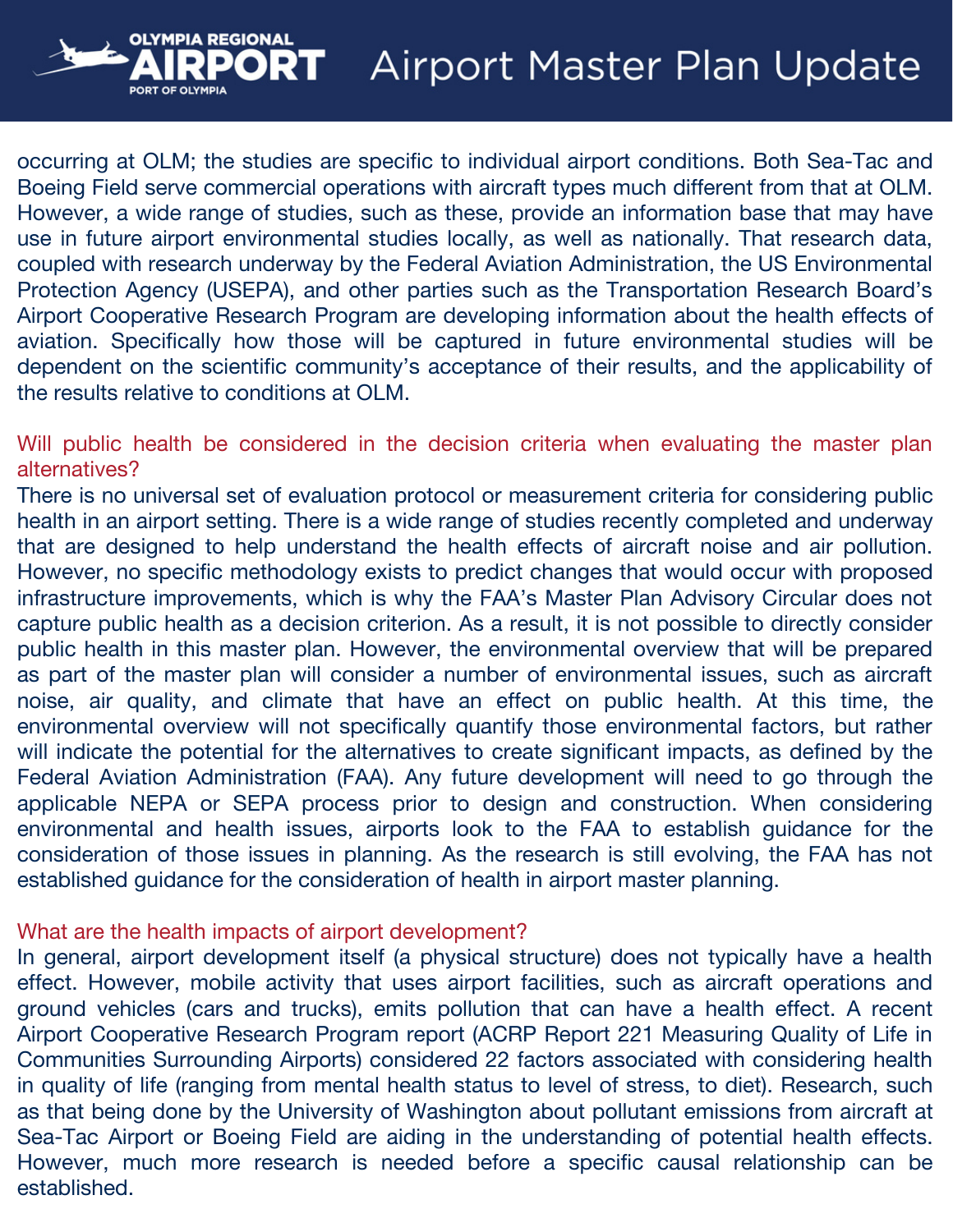occurring at OLM; the studies are specific to individual airport conditions. Both Sea-Tac and Boeing Field serve commercial operations with aircraft types much different from that at OLM. However, a wide range of studies, such as these, provide an information base that may have use in future airport environmental studies locally, as well as nationally. That research data, coupled with research underway by the Federal Aviation Administration, the US Environmental Protection Agency (USEPA), and other parties such as the Transportation Research Board's Airport Cooperative Research Program are developing information about the health effects of aviation. Specifically how those will be captured in future environmental studies will be dependent on the scientific community's acceptance of their results, and the applicability of the results relative to conditions at OLM.

### Will public health be considered in the decision criteria when evaluating the master plan alternatives?

There is no universal set of evaluation protocol or measurement criteria for considering public health in an airport setting. There is a wide range of studies recently completed and underway that are designed to help understand the health effects of aircraft noise and air pollution. However, no specific methodology exists to predict changes that would occur with proposed infrastructure improvements, which is why the FAA's Master Plan Advisory Circular does not capture public health as a decision criterion. As a result, it is not possible to directly consider public health in this master plan. However, the environmental overview that will be prepared as part of the master plan will consider a number of environmental issues, such as aircraft noise, air quality, and climate that have an effect on public health. At this time, the environmental overview will not specifically quantify those environmental factors, but rather will indicate the potential for the alternatives to create significant impacts, as defined by the Federal Aviation Administration (FAA). Any future development will need to go through the applicable NEPA or SEPA process prior to design and construction. When considering environmental and health issues, airports look to the FAA to establish guidance for the consideration of those issues in planning. As the research is still evolving, the FAA has not established guidance for the consideration of health in airport master planning.

### What are the health impacts of airport development?

In general, airport development itself (a physical structure) does not typically have a health effect. However, mobile activity that uses airport facilities, such as aircraft operations and ground vehicles (cars and trucks), emits pollution that can have a health effect. A recent Airport Cooperative Research Program report (ACRP Report 221 Measuring Quality of Life in Communities Surrounding Airports) considered 22 factors associated with considering health in quality of life (ranging from mental health status to level of stress, to diet). Research, such as that being done by the University of Washington about pollutant emissions from aircraft at Sea-Tac Airport or Boeing Field are aiding in the understanding of potential health effects. However, much more research is needed before a specific causal relationship can be established.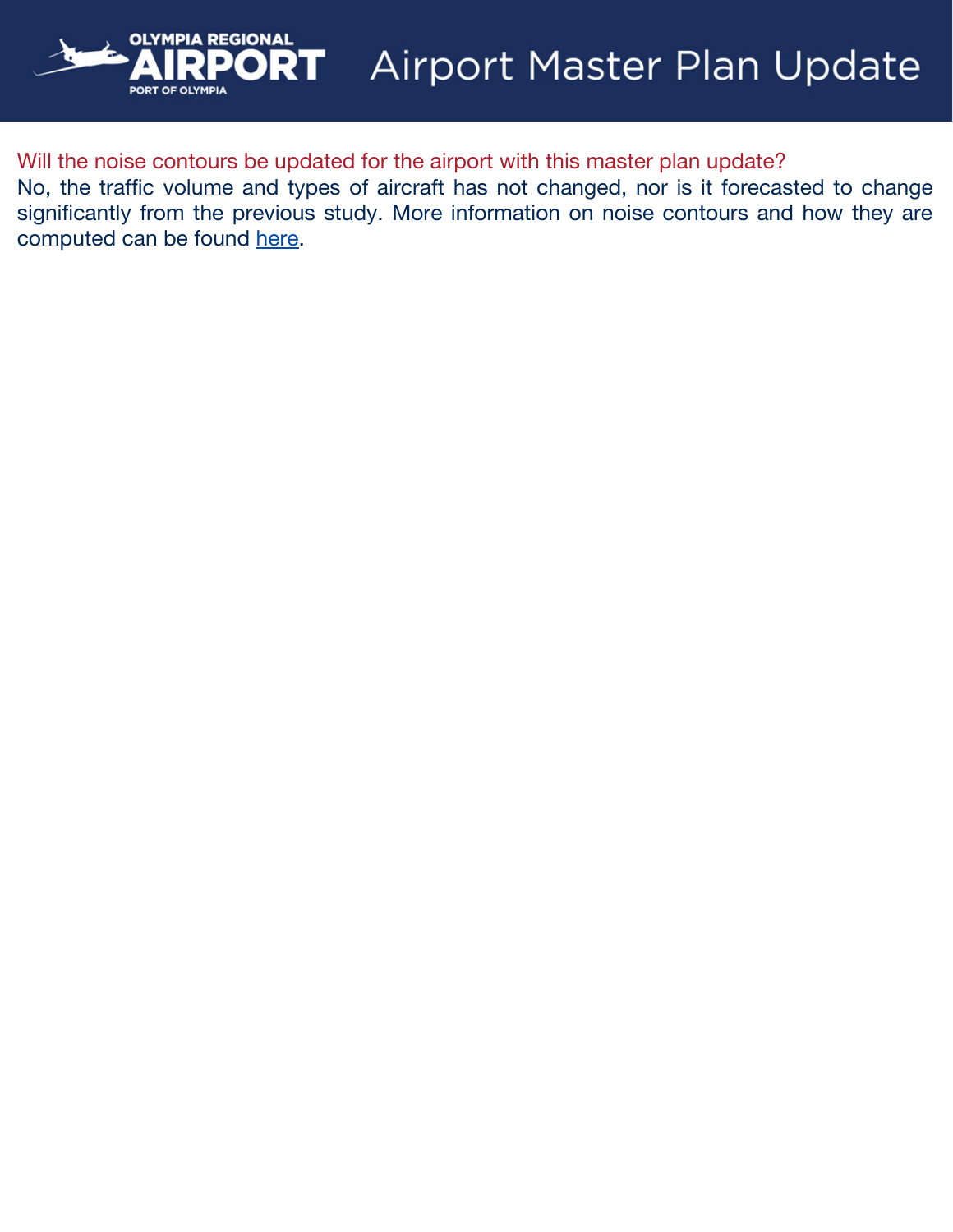Will the noise contours be updated for the airport with this master plan update?

No, the traffic volume and types of aircraft has not changed, nor is it forecasted to change significantly from the previous study. More information on noise contours and how they are computed can be found here.